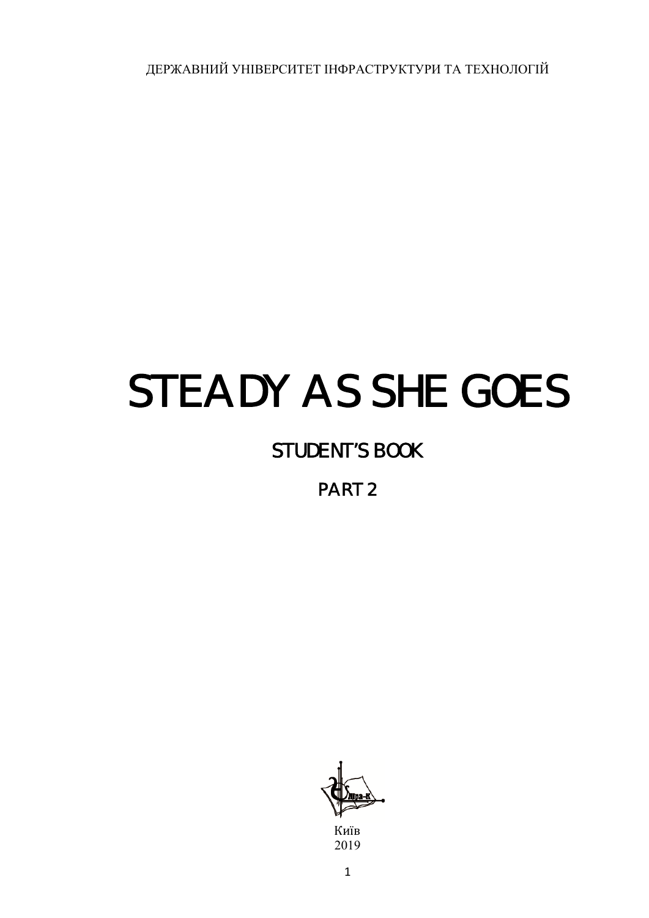ДЕРЖАВНИЙ УНІВЕРСИТЕТ ІНФРАСТРУКТУРИ ТА ТЕХНОЛОГІЙ

# STEADY AS SHE GOES

## STUDENT'S BOOK

## PART 2

Київ
2019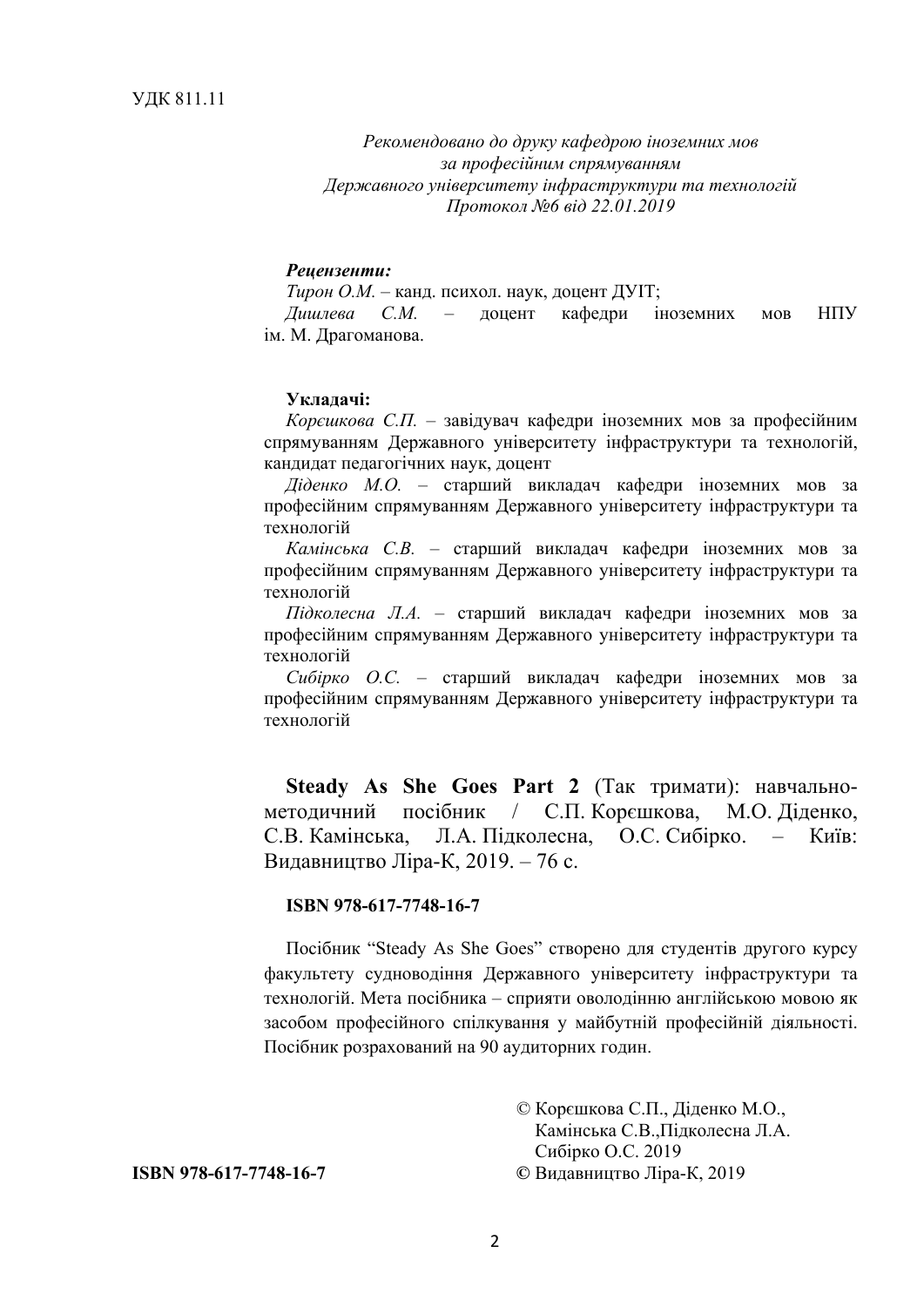УДК 811.11

*Рекомендовано до друку кафедрою іноземних мов
за професійним спрямуванням
Державного університету інфраструктури та технологій
Протокол №6 від 22.01.2019*

***Рецензенти:***

*Тирон О.М.* – канд. психол. наук, доцент ДУІТ;

*Дишлева С.М.* – доцент кафедри іноземних мов НПУ ім. М. Драгоманова.

**Укладачі:**

*Корєшкова С.П.* – завідувач кафедри іноземних мов за професійним спрямуванням Державного університету інфраструктури та технологій, кандидат педагогічних наук, доцент

*Діденко М.О.* – старший викладач кафедри іноземних мов за професійним спрямуванням Державного університету інфраструктури та технологій

*Камінська С.В.* – старший викладач кафедри іноземних мов за професійним спрямуванням Державного університету інфраструктури та технологій

*Підколесна Л.А.* – старший викладач кафедри іноземних мов за професійним спрямуванням Державного університету інфраструктури та технологій

*Сибірко О.С.* – старший викладач кафедри іноземних мов за професійним спрямуванням Державного університету інфраструктури та технологій

**Steady As She Goes Part 2** (Так тримати): навчально-методичний посібник / С.П. Корєшкова, М.О. Діденко, С.В. Камінська, Л.А. Підколесна, О.С. Сибірко. – Київ: Видавництво Ліра-К, 2019. – 76 с.

**ISBN 978-617-7748-16-7**

Посібник "Steady As She Goes" створено для студентів другого курсу факультету судноводіння Державного університету інфраструктури та технологій. Мета посібника – сприяти оволодінню англійською мовою як засобом професійного спілкування у майбутній професійній діяльності. Посібник розрахований на 90 аудиторних годин.

© Корєшкова С.П., Діденко М.О.,
Камінська С.В.,Підколесна Л.А.
Сибірко О.С. 2019

**ISBN 978-617-7748-16-7** © Видавництво Ліра-К, 2019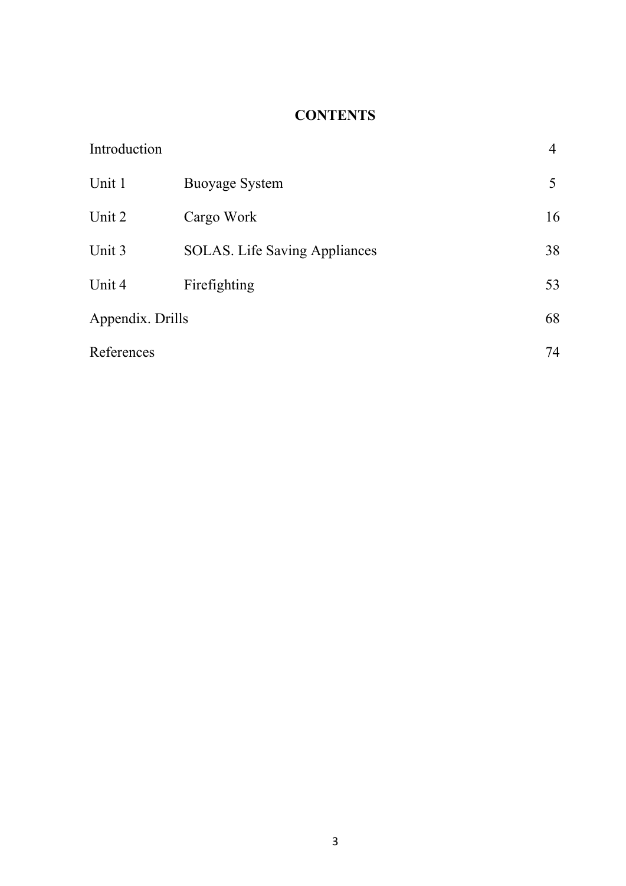# CONTENTS

| | | |
|---|---|---|
| Introduction | | 4 |
| Unit 1 | Buoyage System | 5 |
| Unit 2 | Cargo Work | 16 |
| Unit 3 | SOLAS. Life Saving Appliances | 38 |
| Unit 4 | Firefighting | 53 |
| Appendix. Drills | | 68 |
| References | | 74 |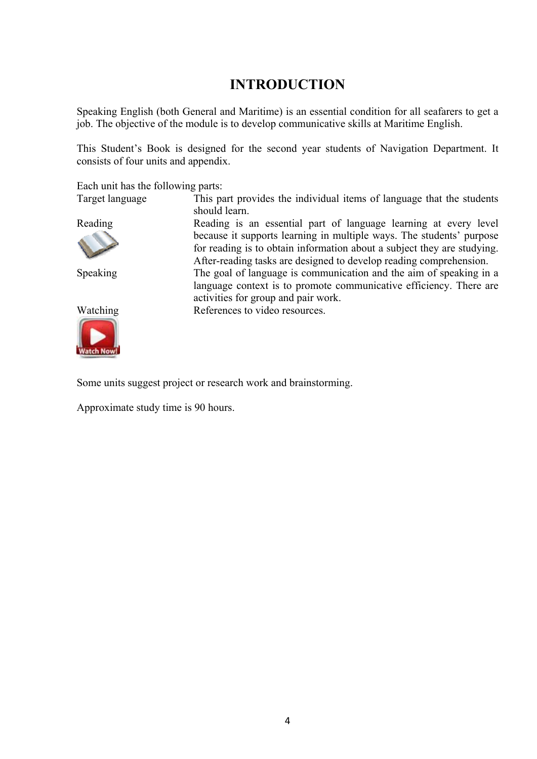# INTRODUCTION

Speaking English (both General and Maritime) is an essential condition for all seafarers to get a job. The objective of the module is to develop communicative skills at Maritime English.

This Student's Book is designed for the second year students of Navigation Department. It consists of four units and appendix.

Each unit has the following parts:

| | |
|---|---|
| Target language | This part provides the individual items of language that the students should learn. |
| Reading | Reading is an essential part of language learning at every level because it supports learning in multiple ways. The students' purpose for reading is to obtain information about a subject they are studying. After-reading tasks are designed to develop reading comprehension. |
| Speaking | The goal of language is communication and the aim of speaking in a language context is to promote communicative efficiency. There are activities for group and pair work. |
| Watching | References to video resources. |

Some units suggest project or research work and brainstorming.

Approximate study time is 90 hours.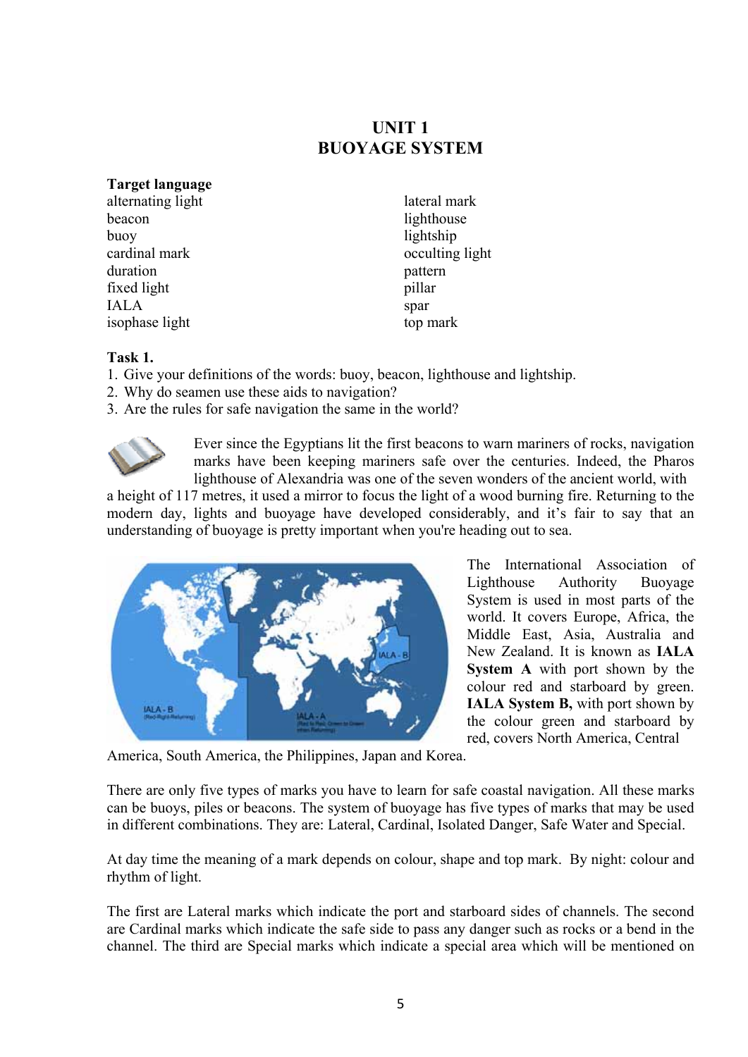# UNIT 1
# BUOYAGE SYSTEM

**Target language**

| | |
|---|---|
| alternating light | lateral mark |
| beacon | lighthouse |
| buoy | lightship |
| cardinal mark | occulting light |
| duration | pattern |
| fixed light | pillar |
| IALA | spar |
| isophase light | top mark |

**Task 1.**

1. Give your definitions of the words: buoy, beacon, lighthouse and lightship.
2. Why do seamen use these aids to navigation?
3. Are the rules for safe navigation the same in the world?

Ever since the Egyptians lit the first beacons to warn mariners of rocks, navigation marks have been keeping mariners safe over the centuries. Indeed, the Pharos lighthouse of Alexandria was one of the seven wonders of the ancient world, with a height of 117 metres, it used a mirror to focus the light of a wood burning fire. Returning to the modern day, lights and buoyage have developed considerably, and it's fair to say that an understanding of buoyage is pretty important when you're heading out to sea.

The International Association of Lighthouse Authority Buoyage System is used in most parts of the world. It covers Europe, Africa, the Middle East, Asia, Australia and New Zealand. It is known as **IALA System A** with port shown by the colour red and starboard by green. **IALA System B,** with port shown by the colour green and starboard by red, covers North America, Central America, South America, the Philippines, Japan and Korea.

There are only five types of marks you have to learn for safe coastal navigation. All these marks can be buoys, piles or beacons. The system of buoyage has five types of marks that may be used in different combinations. They are: Lateral, Cardinal, Isolated Danger, Safe Water and Special.

At day time the meaning of a mark depends on colour, shape and top mark. By night: colour and rhythm of light.

The first are Lateral marks which indicate the port and starboard sides of channels. The second are Cardinal marks which indicate the safe side to pass any danger such as rocks or a bend in the channel. The third are Special marks which indicate a special area which will be mentioned on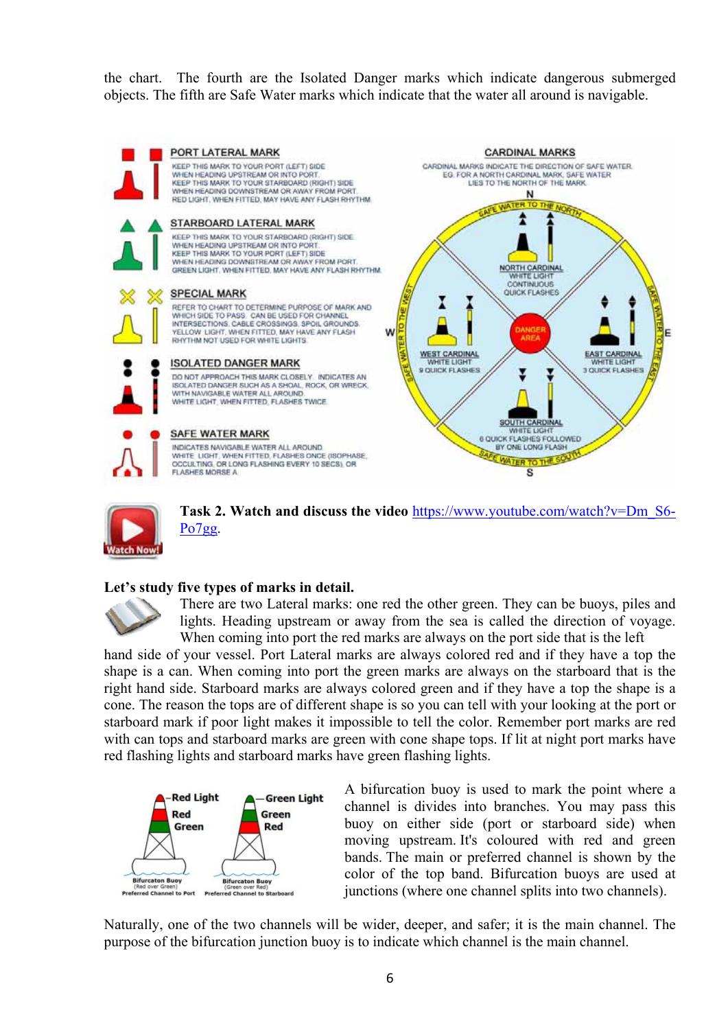the chart. The fourth are the Isolated Danger marks which indicate dangerous submerged objects. The fifth are Safe Water marks which indicate that the water all around is navigable.

**PORT LATERAL MARK**

KEEP THIS MARK TO YOUR PORT (LEFT) SIDE WHEN HEADING UPSTREAM OR INTO PORT. KEEP THIS MARK TO YOUR STARBOARD (RIGHT) SIDE WHEN HEADING DOWNSTREAM OR AWAY FROM PORT. RED LIGHT, WHEN FITTED, MAY HAVE ANY FLASH RHYTHM.

**STARBOARD LATERAL MARK**

KEEP THIS MARK TO YOUR STARBOARD (RIGHT) SIDE WHEN HEADING UPSTREAM OR INTO PORT. KEEP THIS MARK TO YOUR PORT (LEFT) SIDE WHEN HEADING DOWNSTREAM OR AWAY FROM PORT. GREEN LIGHT, WHEN FITTED, MAY HAVE ANY FLASH RHYTHM.

**SPECIAL MARK**

REFER TO CHART TO DETERMINE PURPOSE OF MARK AND WHICH SIDE TO PASS. CAN BE USED FOR CHANNEL INTERSECTIONS, CABLE CROSSINGS, SPOIL GROUNDS. YELLOW LIGHT, WHEN FITTED, MAY HAVE ANY FLASH RHYTHM NOT USED FOR WHITE LIGHTS.

**ISOLATED DANGER MARK**

DO NOT APPROACH THIS MARK CLOSELY. INDICATES AN ISOLATED DANGER SUCH AS A SHOAL, ROCK, OR WRECK WITH NAVIGABLE WATER ALL AROUND. WHITE LIGHT, WHEN FITTED, FLASHES TWICE.

**SAFE WATER MARK**

INDICATES NAVIGABLE WATER ALL AROUND. WHITE LIGHT, WHEN FITTED, FLASHES ONCE (ISOPHASE, OCCULTING, OR LONG FLASHING EVERY 10 SECS), OR FLASHES MORSE A.

**CARDINAL MARKS**

CARDINAL MARKS INDICATE THE DIRECTION OF SAFE WATER. EG. FOR A NORTH CARDINAL MARK, SAFE WATER LIES TO THE NORTH OF THE MARK.

N — SAFE WATER TO THE NORTH
NORTH CARDINAL: WHITE LIGHT, CONTINUOUS QUICK FLASHES

W — SAFE WATER TO THE WEST
WEST CARDINAL: WHITE LIGHT, 9 QUICK FLASHES

DANGER AREA

E — SAFE WATER TO THE EAST
EAST CARDINAL: WHITE LIGHT, 3 QUICK FLASHES

S — SAFE WATER TO THE SOUTH
SOUTH CARDINAL: WHITE LIGHT, 6 QUICK FLASHES FOLLOWED BY ONE LONG FLASH

Watch Now!

**Task 2. Watch and discuss the video** https://www.youtube.com/watch?v=Dm_S6-Po7gg.

**Let's study five types of marks in detail.**

There are two Lateral marks: one red the other green. They can be buoys, piles and lights. Heading upstream or away from the sea is called the direction of voyage. When coming into port the red marks are always on the port side that is the left hand side of your vessel. Port Lateral marks are always colored red and if they have a top the shape is a can. When coming into port the green marks are always on the starboard that is the right hand side. Starboard marks are always colored green and if they have a top the shape is a cone. The reason the tops are of different shape is so you can tell with your looking at the port or starboard mark if poor light makes it impossible to tell the color. Remember port marks are red with can tops and starboard marks are green with cone shape tops. If lit at night port marks have red flashing lights and starboard marks have green flashing lights.

Red Light, Red, Green — Bifurcaton Buoy (Red over Green) Preferred Channel to Port

Green Light, Green, Red — Bifurcaton Buoy (Green over Red) Preferred Channel to Starboard

A bifurcation buoy is used to mark the point where a channel is divides into branches. You may pass this buoy on either side (port or starboard side) when moving upstream. It's coloured with red and green bands. The main or preferred channel is shown by the color of the top band. Bifurcation buoys are used at junctions (where one channel splits into two channels).

Naturally, one of the two channels will be wider, deeper, and safer; it is the main channel. The purpose of the bifurcation junction buoy is to indicate which channel is the main channel.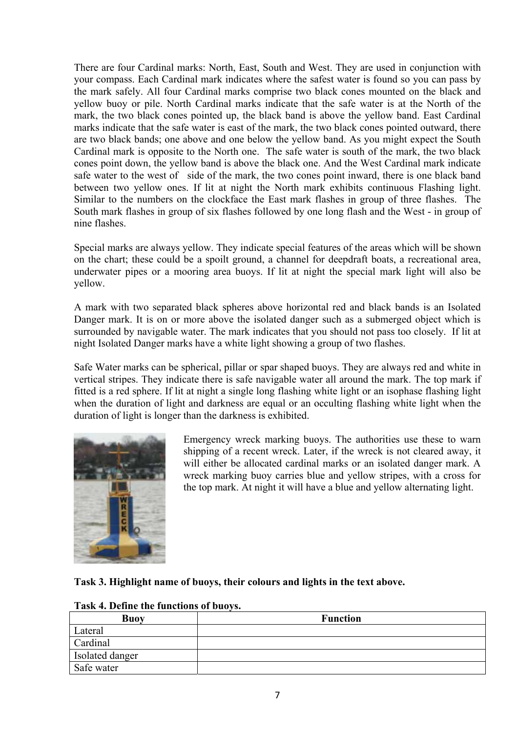There are four Cardinal marks: North, East, South and West. They are used in conjunction with your compass. Each Cardinal mark indicates where the safest water is found so you can pass by the mark safely. All four Cardinal marks comprise two black cones mounted on the black and yellow buoy or pile. North Cardinal marks indicate that the safe water is at the North of the mark, the two black cones pointed up, the black band is above the yellow band. East Cardinal marks indicate that the safe water is east of the mark, the two black cones pointed outward, there are two black bands; one above and one below the yellow band. As you might expect the South Cardinal mark is opposite to the North one. The safe water is south of the mark, the two black cones point down, the yellow band is above the black one. And the West Cardinal mark indicate safe water to the west of side of the mark, the two cones point inward, there is one black band between two yellow ones. If lit at night the North mark exhibits continuous Flashing light. Similar to the numbers on the clockface the East mark flashes in group of three flashes. The South mark flashes in group of six flashes followed by one long flash and the West - in group of nine flashes.

Special marks are always yellow. They indicate special features of the areas which will be shown on the chart; these could be a spoilt ground, a channel for deepdraft boats, a recreational area, underwater pipes or a mooring area buoys. If lit at night the special mark light will also be yellow.

A mark with two separated black spheres above horizontal red and black bands is an Isolated Danger mark. It is on or more above the isolated danger such as a submerged object which is surrounded by navigable water. The mark indicates that you should not pass too closely. If lit at night Isolated Danger marks have a white light showing a group of two flashes.

Safe Water marks can be spherical, pillar or spar shaped buoys. They are always red and white in vertical stripes. They indicate there is safe navigable water all around the mark. The top mark if fitted is a red sphere. If lit at night a single long flashing white light or an isophase flashing light when the duration of light and darkness are equal or an occulting flashing white light when the duration of light is longer than the darkness is exhibited.

Emergency wreck marking buoys. The authorities use these to warn shipping of a recent wreck. Later, if the wreck is not cleared away, it will either be allocated cardinal marks or an isolated danger mark. A wreck marking buoy carries blue and yellow stripes, with a cross for the top mark. At night it will have a blue and yellow alternating light.

**Task 3. Highlight name of buoys, their colours and lights in the text above.**

**Task 4. Define the functions of buoys.**

| Buoy | Function |
|---|---|
| Lateral | |
| Cardinal | |
| Isolated danger | |
| Safe water | |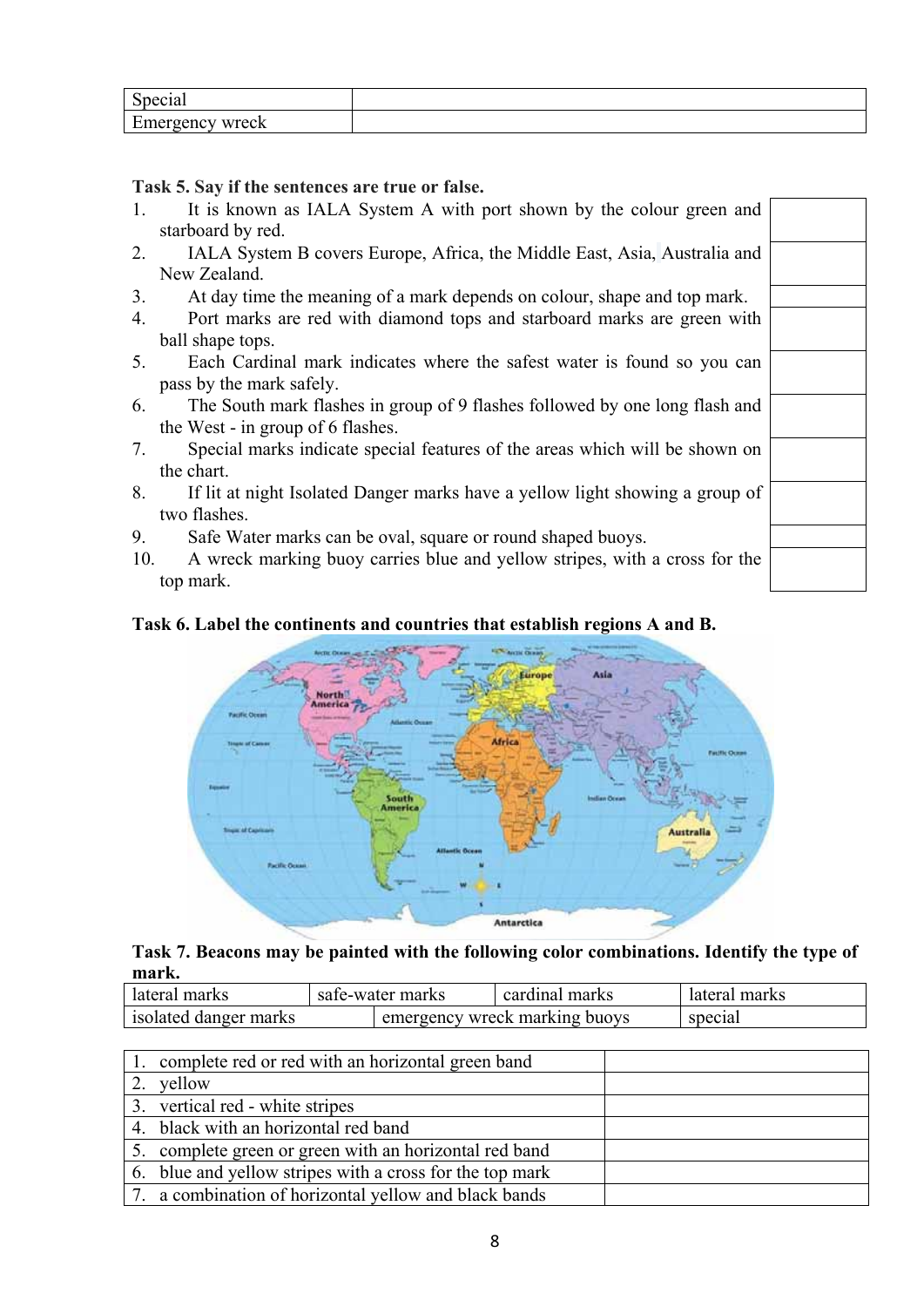| Special | |
|---|---|
| Emergency wreck | |

**Task 5. Say if the sentences are true or false.**

| | |
|---|---|
| 1. It is known as IALA System A with port shown by the colour green and starboard by red. | |
| 2. IALA System B covers Europe, Africa, the Middle East, Asia, Australia and New Zealand. | |
| 3. At day time the meaning of a mark depends on colour, shape and top mark. | |
| 4. Port marks are red with diamond tops and starboard marks are green with ball shape tops. | |
| 5. Each Cardinal mark indicates where the safest water is found so you can pass by the mark safely. | |
| 6. The South mark flashes in group of 9 flashes followed by one long flash and the West - in group of 6 flashes. | |
| 7. Special marks indicate special features of the areas which will be shown on the chart. | |
| 8. If lit at night Isolated Danger marks have a yellow light showing a group of two flashes. | |
| 9. Safe Water marks can be oval, square or round shaped buoys. | |
| 10. A wreck marking buoy carries blue and yellow stripes, with a cross for the top mark. | |

**Task 6. Label the continents and countries that establish regions A and B.**

**Task 7. Beacons may be painted with the following color combinations. Identify the type of mark.**

| lateral marks | safe-water marks | cardinal marks | lateral marks |
|---|---|---|---|
| isolated danger marks | emergency wreck marking buoys | | special |

| | |
|---|---|
| 1. complete red or red with an horizontal green band | |
| 2. yellow | |
| 3. vertical red - white stripes | |
| 4. black with an horizontal red band | |
| 5. complete green or green with an horizontal red band | |
| 6. blue and yellow stripes with a cross for the top mark | |
| 7. a combination of horizontal yellow and black bands | |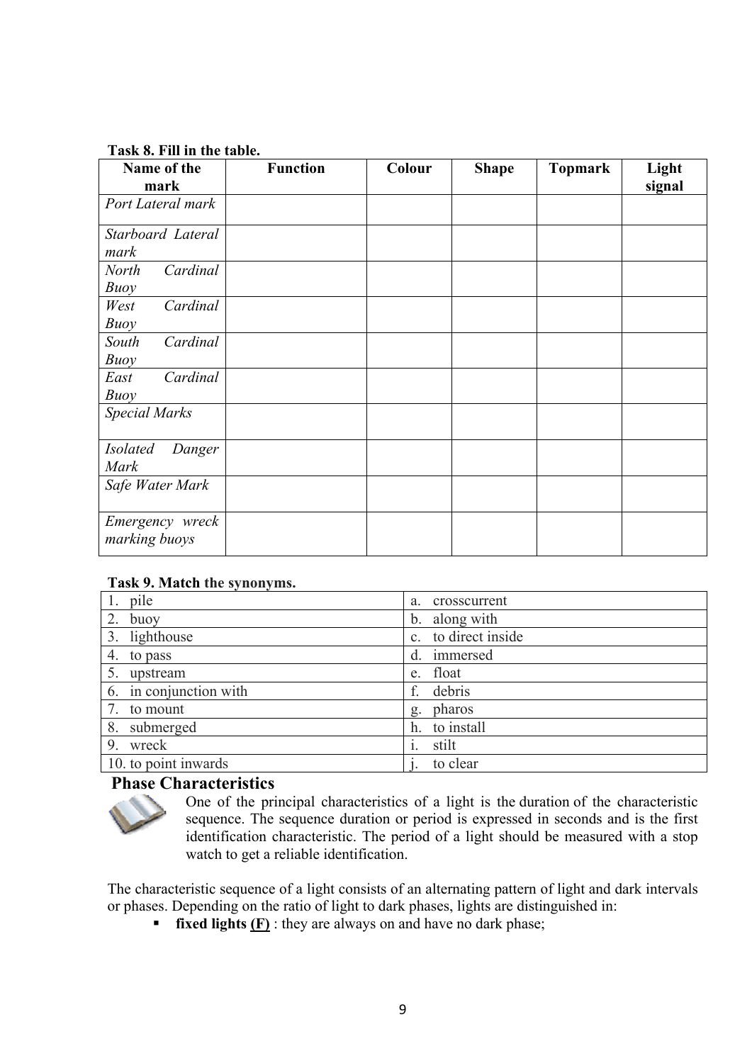**Task 8. Fill in the table.**

| Name of the mark | Function | Colour | Shape | Topmark | Light signal |
|---|---|---|---|---|---|
| *Port Lateral mark* | | | | | |
| *Starboard Lateral mark* | | | | | |
| *North Cardinal Buoy* | | | | | |
| *West Cardinal Buoy* | | | | | |
| *South Cardinal Buoy* | | | | | |
| *East Cardinal Buoy* | | | | | |
| *Special Marks* | | | | | |
| *Isolated Danger Mark* | | | | | |
| *Safe Water Mark* | | | | | |
| *Emergency wreck marking buoys* | | | | | |

**Task 9. Match the synonyms.**

| | |
|---|---|
| 1. pile | a. crosscurrent |
| 2. buoy | b. along with |
| 3. lighthouse | c. to direct inside |
| 4. to pass | d. immersed |
| 5. upstream | e. float |
| 6. in conjunction with | f. debris |
| 7. to mount | g. pharos |
| 8. submerged | h. to install |
| 9. wreck | i. stilt |
| 10. to point inwards | j. to clear |

## Phase Characteristics

One of the principal characteristics of a light is the duration of the characteristic sequence. The sequence duration or period is expressed in seconds and is the first identification characteristic. The period of a light should be measured with a stop watch to get a reliable identification.

The characteristic sequence of a light consists of an alternating pattern of light and dark intervals or phases. Depending on the ratio of light to dark phases, lights are distinguished in:

- **fixed lights (F)** : they are always on and have no dark phase;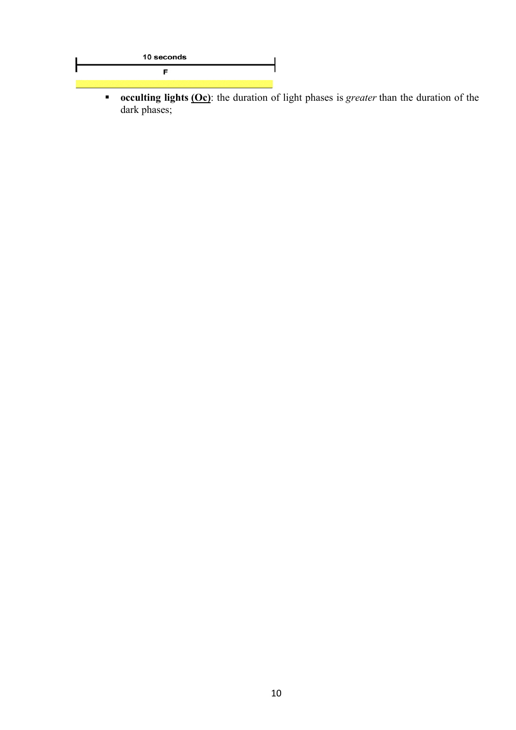10 seconds

F

- **occulting lights (Oc)**: the duration of light phases is *greater* than the duration of the dark phases;